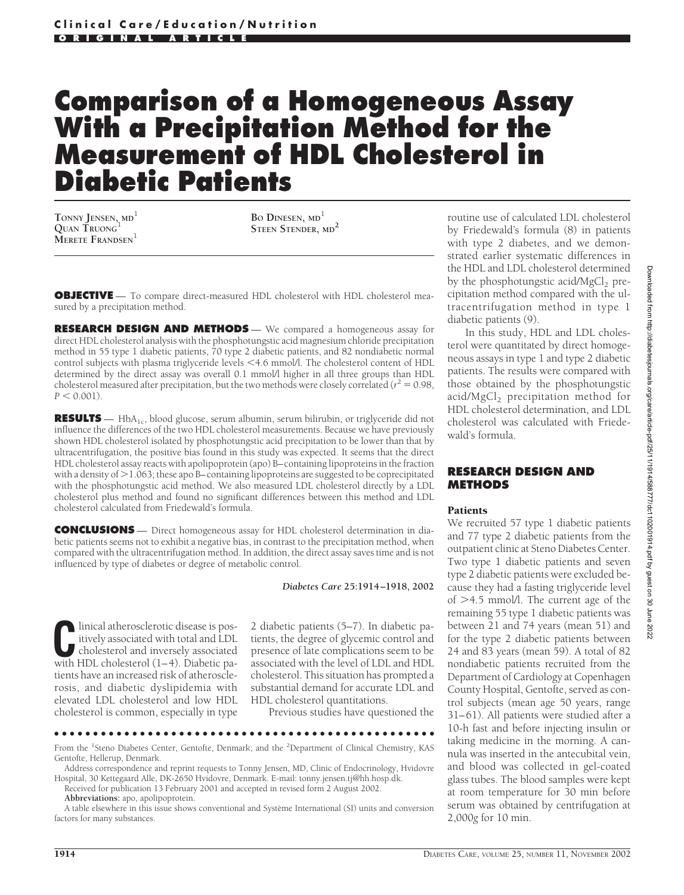Clinical Care/Education/Nutrition

ORIGINAL ARTICLE

# Comparison of a Homogeneous Assay With a Precipitation Method for the Measurement of HDL Cholesterol in Diabetic Patients

TONNY JENSEN, MD[1]
QUAN TRUONG[1]
MERETE FRANDSEN[1]
BO DINESEN, MD[1]
STEEN STENDER, MD[2]

**OBJECTIVE** — To compare direct-measured HDL cholesterol with HDL cholesterol measured by a precipitation method.

**RESEARCH DESIGN AND METHODS** — We compared a homogeneous assay for direct HDL cholesterol analysis with the phosphotungstic acid magnesium chloride precipitation method in 55 type 1 diabetic patients, 70 type 2 diabetic patients, and 82 nondiabetic normal control subjects with plasma triglyceride levels <4.6 mmol/l. The cholesterol content of HDL determined by the direct assay was overall 0.1 mmol/l higher in all three groups than HDL cholesterol measured after precipitation, but the two methods were closely correlated ($r^2 = 0.98$, $P < 0.001$).

**RESULTS** — $HbA_{1c}$, blood glucose, serum albumin, serum bilirubin, or triglyceride did not influence the differences of the two HDL cholesterol measurements. Because we have previously shown HDL cholesterol isolated by phosphotungstic acid precipitation to be lower than that by ultracentrifugation, the positive bias found in this study was expected. It seems that the direct HDL cholesterol assay reacts with apolipoprotein (apo) B–containing lipoproteins in the fraction with a density of >1.063; these apo B–containing lipoproteins are suggested to be coprecipitated with the phosphotungstic acid method. We also measured LDL cholesterol directly by a LDL cholesterol plus method and found no significant differences between this method and LDL cholesterol calculated from Friedewald's formula.

**CONCLUSIONS** — Direct homogeneous assay for HDL cholesterol determination in diabetic patients seems not to exhibit a negative bias, in contrast to the precipitation method, when compared with the ultracentrifugation method. In addition, the direct assay saves time and is not influenced by type of diabetes or degree of metabolic control.

*Diabetes Care* 25:1914–1918, 2002

Clinical atherosclerotic disease is positively associated with total and LDL cholesterol and inversely associated with HDL cholesterol (1–4). Diabetic patients have an increased risk of atherosclerosis, and diabetic dyslipidemia with elevated LDL cholesterol and low HDL cholesterol is common, especially in type 2 diabetic patients (5–7). In diabetic patients, the degree of glycemic control and presence of late complications seem to be associated with the level of LDL and HDL cholesterol. This situation has prompted a substantial demand for accurate LDL and HDL cholesterol quantitations.

Previous studies have questioned the routine use of calculated LDL cholesterol by Friedewald's formula (8) in patients with type 2 diabetes, and we demonstrated earlier systematic differences in the HDL and LDL cholesterol determined by the phosphotungstic acid/$MgCl_2$ precipitation method compared with the ultracentrifugation method in type 1 diabetic patients (9).

In this study, HDL and LDL cholesterol were quantitated by direct homogeneous assays in type 1 and type 2 diabetic patients. The results were compared with those obtained by the phosphotungstic acid/$MgCl_2$ precipitation method for HDL cholesterol determination, and LDL cholesterol was calculated with Friedewald's formula.

## RESEARCH DESIGN AND METHODS

### Patients

We recruited 57 type 1 diabetic patients and 77 type 2 diabetic patients from the outpatient clinic at Steno Diabetes Center. Two type 1 diabetic patients and seven type 2 diabetic patients were excluded because they had a fasting triglyceride level of >4.5 mmol/l. The current age of the remaining 55 type 1 diabetic patients was between 21 and 74 years (mean 51) and for the type 2 diabetic patients between 24 and 83 years (mean 59). A total of 82 nondiabetic patients recruited from the Department of Cardiology at Copenhagen County Hospital, Gentofte, served as control subjects (mean age 50 years, range 31–61). All patients were studied after a 10-h fast and before injecting insulin or taking medicine in the morning. A cannula was inserted in the antecubital vein, and blood was collected in gel-coated glass tubes. The blood samples were kept at room temperature for 30 min before serum was obtained by centrifugation at 2,000g for 10 min.

From the [1]Steno Diabetes Center, Gentofte, Denmark; and the [2]Department of Clinical Chemistry, KAS Gentofte, Hellerup, Denmark.

Address correspondence and reprint requests to Tonny Jensen, MD, Clinic of Endocrinology, Hvidovre Hospital, 30 Kettegaard Alle, DK-2650 Hvidovre, Denmark. E-mail: tonny.jensen.tj@hh.hosp.dk.

Received for publication 13 February 2001 and accepted in revised form 2 August 2002.

**Abbreviations:** apo, apolipoprotein.

A table elsewhere in this issue shows conventional and Système International (SI) units and conversion factors for many substances.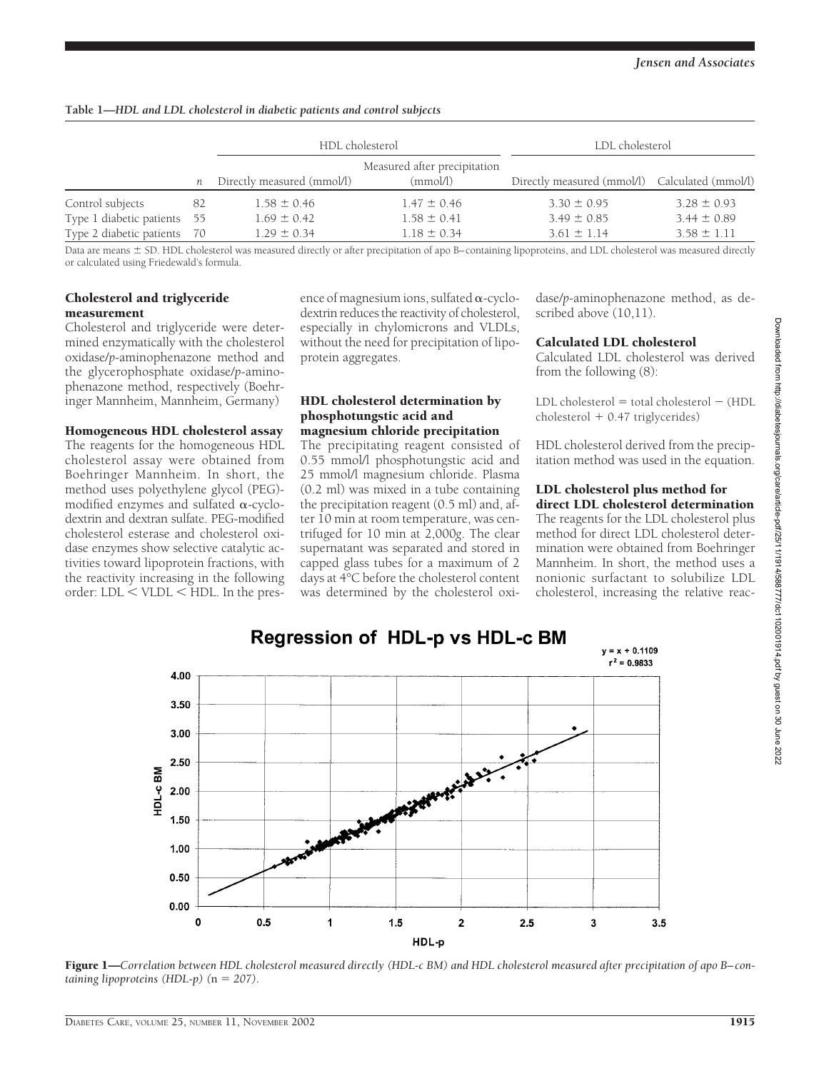**Table 1—*HDL and LDL cholesterol in diabetic patients and control subjects***

| | | HDL cholesterol | | LDL cholesterol | |
|---|---|---|---|---|---|
| | *n* | Directly measured (mmol/l) | Measured after precipitation (mmol/l) | Directly measured (mmol/l) | Calculated (mmol/l) |
| Control subjects | 82 | 1.58 ± 0.46 | 1.47 ± 0.46 | 3.30 ± 0.95 | 3.28 ± 0.93 |
| Type 1 diabetic patients | 55 | 1.69 ± 0.42 | 1.58 ± 0.41 | 3.49 ± 0.85 | 3.44 ± 0.89 |
| Type 2 diabetic patients | 70 | 1.29 ± 0.34 | 1.18 ± 0.34 | 3.61 ± 1.14 | 3.58 ± 1.11 |

Data are means ± SD. HDL cholesterol was measured directly or after precipitation of apo B–containing lipoproteins, and LDL cholesterol was measured directly or calculated using Friedewald's formula.

### Cholesterol and triglyceride measurement

Cholesterol and triglyceride were determined enzymatically with the cholesterol oxidase/*p*-aminophenazone method and the glycerophosphate oxidase/*p*-aminophenazone method, respectively (Boehringer Mannheim, Mannheim, Germany)

### Homogeneous HDL cholesterol assay

The reagents for the homogeneous HDL cholesterol assay were obtained from Boehringer Mannheim. In short, the method uses polyethylene glycol (PEG)-modified enzymes and sulfated α-cyclodextrin and dextran sulfate. PEG-modified cholesterol esterase and cholesterol oxidase enzymes show selective catalytic activities toward lipoprotein fractions, with the reactivity increasing in the following order: LDL < VLDL < HDL. In the presence of magnesium ions, sulfated α-cyclodextrin reduces the reactivity of cholesterol, especially in chylomicrons and VLDLs, without the need for precipitation of lipoprotein aggregates.

### HDL cholesterol determination by phosphotungstic acid and magnesium chloride precipitation

The precipitating reagent consisted of 0.55 mmol/l phosphotungstic acid and 25 mmol/l magnesium chloride. Plasma (0.2 ml) was mixed in a tube containing the precipitation reagent (0.5 ml) and, after 10 min at room temperature, was centrifuged for 10 min at 2,000*g*. The clear supernatant was separated and stored in capped glass tubes for a maximum of 2 days at 4°C before the cholesterol content was determined by the cholesterol oxidase/*p*-aminophenazone method, as described above (10,11).

### Calculated LDL cholesterol

Calculated LDL cholesterol was derived from the following (8):

LDL cholesterol = total cholesterol − (HDL cholesterol + 0.47 triglycerides)

HDL cholesterol derived from the precipitation method was used in the equation.

### LDL cholesterol plus method for direct LDL cholesterol determination

The reagents for the LDL cholesterol plus method for direct LDL cholesterol determination were obtained from Boehringer Mannheim. In short, the method uses a nonionic surfactant to solubilize LDL cholesterol, increasing the relative reac-

**Figure 1**—*Correlation between HDL cholesterol measured directly (HDL-c BM) and HDL cholesterol measured after precipitation of apo B–containing lipoproteins (HDL-p) (*n *= 207).*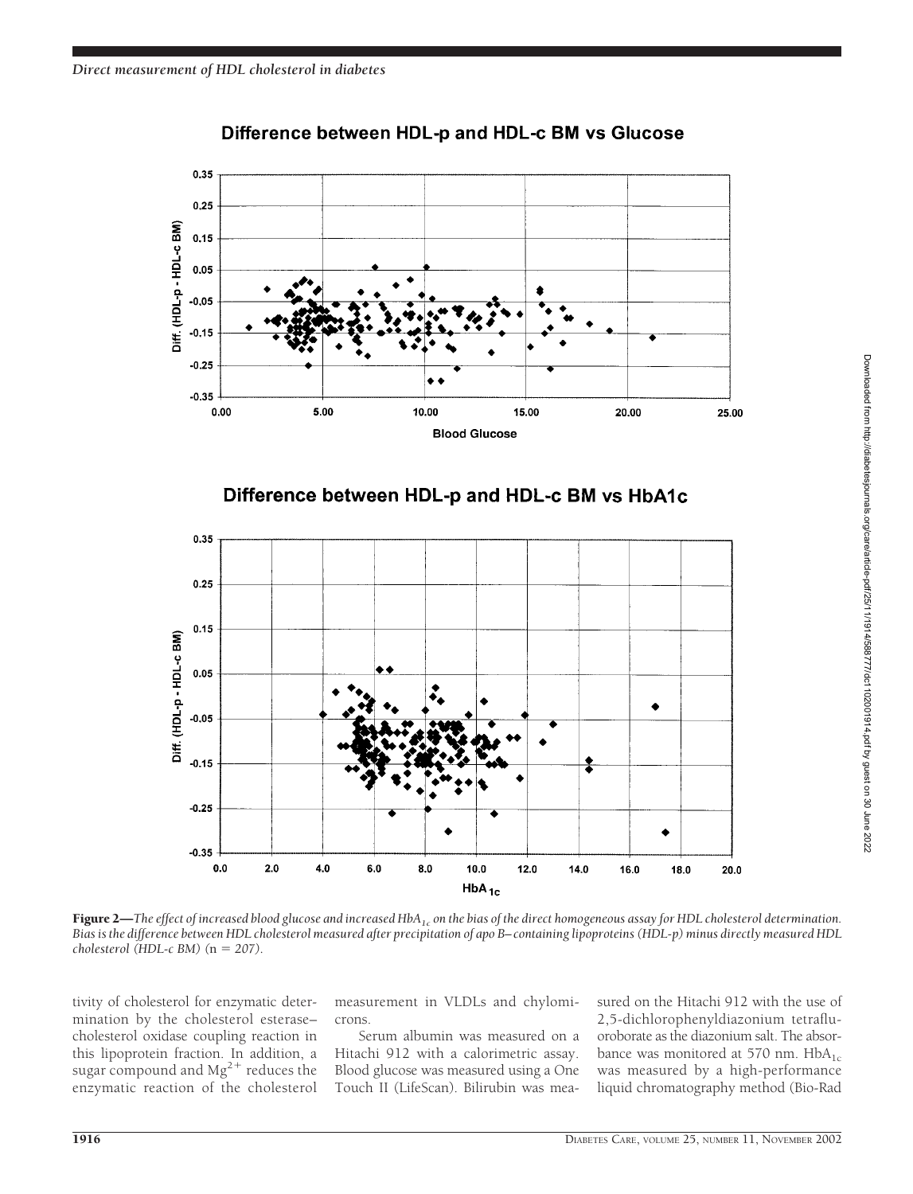**Figure 2**—*The effect of increased blood glucose and increased $HbA_{1c}$ on the bias of the direct homogeneous assay for HDL cholesterol determination. Bias is the difference between HDL cholesterol measured after precipitation of apo B–containing lipoproteins (HDL-p) minus directly measured HDL cholesterol (HDL-c BM)* ($n = 207$).

tivity of cholesterol for enzymatic determination by the cholesterol esterase–cholesterol oxidase coupling reaction in this lipoprotein fraction. In addition, a sugar compound and $Mg^{2+}$ reduces the enzymatic reaction of the cholesterol measurement in VLDLs and chylomicrons.

Serum albumin was measured on a Hitachi 912 with a calorimetric assay. Blood glucose was measured using a One Touch II (LifeScan). Bilirubin was measured on the Hitachi 912 with the use of 2,5-dichlorophenyldiazonium tetrafluoroborate as the diazonium salt. The absorbance was monitored at 570 nm. $HbA_{1c}$ was measured by a high-performance liquid chromatography method (Bio-Rad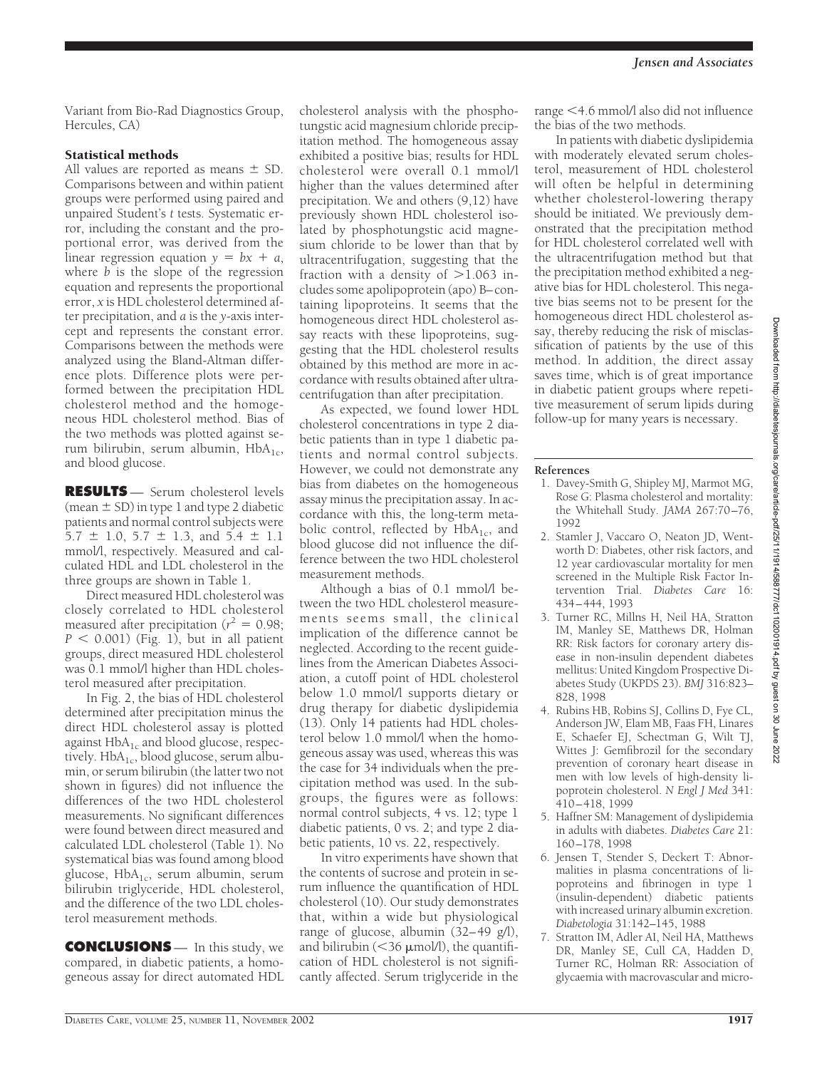Variant from Bio-Rad Diagnostics Group, Hercules, CA)

### Statistical methods

All values are reported as means ± SD. Comparisons between and within patient groups were performed using paired and unpaired Student's *t* tests. Systematic error, including the constant and the proportional error, was derived from the linear regression equation $y = bx + a$, where $b$ is the slope of the regression equation and represents the proportional error, $x$ is HDL cholesterol determined after precipitation, and $a$ is the $y$-axis intercept and represents the constant error. Comparisons between the methods were analyzed using the Bland-Altman difference plots. Difference plots were performed between the precipitation HDL cholesterol method and the homogeneous HDL cholesterol method. Bias of the two methods was plotted against serum bilirubin, serum albumin, $HbA_{1c}$, and blood glucose.

## RESULTS

Serum cholesterol levels (mean ± SD) in type 1 and type 2 diabetic patients and normal control subjects were 5.7 ± 1.0, 5.7 ± 1.3, and 5.4 ± 1.1 mmol/l, respectively. Measured and calculated HDL and LDL cholesterol in the three groups are shown in Table 1.

Direct measured HDL cholesterol was closely correlated to HDL cholesterol measured after precipitation ($r^2 = 0.98$; $P < 0.001$) (Fig. 1), but in all patient groups, direct measured HDL cholesterol was 0.1 mmol/l higher than HDL cholesterol measured after precipitation.

In Fig. 2, the bias of HDL cholesterol determined after precipitation minus the direct HDL cholesterol assay is plotted against $HbA_{1c}$ and blood glucose, respectively. $HbA_{1c}$, blood glucose, serum albumin, or serum bilirubin (the latter two not shown in figures) did not influence the differences of the two HDL cholesterol measurements. No significant differences were found between direct measured and calculated LDL cholesterol (Table 1). No systematical bias was found among blood glucose, $HbA_{1c}$, serum albumin, serum bilirubin triglyceride, HDL cholesterol, and the difference of the two LDL cholesterol measurement methods.

## CONCLUSIONS

In this study, we compared, in diabetic patients, a homogeneous assay for direct automated HDL cholesterol analysis with the phosphotungstic acid magnesium chloride precipitation method. The homogeneous assay exhibited a positive bias; results for HDL cholesterol were overall 0.1 mmol/l higher than the values determined after precipitation. We and others (9,12) have previously shown HDL cholesterol isolated by phosphotungstic acid magnesium chloride to be lower than that by ultracentrifugation, suggesting that the fraction with a density of >1.063 includes some apolipoprotein (apo) B–containing lipoproteins. It seems that the homogeneous direct HDL cholesterol assay reacts with these lipoproteins, suggesting that the HDL cholesterol results obtained by this method are more in accordance with results obtained after ultracentrifugation than after precipitation.

As expected, we found lower HDL cholesterol concentrations in type 2 diabetic patients than in type 1 diabetic patients and normal control subjects. However, we could not demonstrate any bias from diabetes on the homogeneous assay minus the precipitation assay. In accordance with this, the long-term metabolic control, reflected by $HbA_{1c}$, and blood glucose did not influence the difference between the two HDL cholesterol measurement methods.

Although a bias of 0.1 mmol/l between the two HDL cholesterol measurements seems small, the clinical implication of the difference cannot be neglected. According to the recent guidelines from the American Diabetes Association, a cutoff point of HDL cholesterol below 1.0 mmol/l supports dietary or drug therapy for diabetic dyslipidemia (13). Only 14 patients had HDL cholesterol below 1.0 mmol/l when the homogeneous assay was used, whereas this was the case for 34 individuals when the precipitation method was used. In the subgroups, the figures were as follows: normal control subjects, 4 vs. 12; type 1 diabetic patients, 0 vs. 2; and type 2 diabetic patients, 10 vs. 22, respectively.

In vitro experiments have shown that the contents of sucrose and protein in serum influence the quantification of HDL cholesterol (10). Our study demonstrates that, within a wide but physiological range of glucose, albumin (32–49 g/l), and bilirubin (<36 μmol/l), the quantification of HDL cholesterol is not significantly affected. Serum triglyceride in the range <4.6 mmol/l also did not influence the bias of the two methods.

In patients with diabetic dyslipidemia with moderately elevated serum cholesterol, measurement of HDL cholesterol will often be helpful in determining whether cholesterol-lowering therapy should be initiated. We previously demonstrated that the precipitation method for HDL cholesterol correlated well with the ultracentrifugation method but that the precipitation method exhibited a negative bias for HDL cholesterol. This negative bias seems not to be present for the homogeneous direct HDL cholesterol assay, thereby reducing the risk of misclassification of patients by the use of this method. In addition, the direct assay saves time, which is of great importance in diabetic patient groups where repetitive measurement of serum lipids during follow-up for many years is necessary.

## References

1. Davey-Smith G, Shipley MJ, Marmot MG, Rose G: Plasma cholesterol and mortality: the Whitehall Study. *JAMA* 267:70–76, 1992
2. Stamler J, Vaccaro O, Neaton JD, Wentworth D: Diabetes, other risk factors, and 12 year cardiovascular mortality for men screened in the Multiple Risk Factor Intervention Trial. *Diabetes Care* 16: 434–444, 1993
3. Turner RC, Millns H, Neil HA, Stratton IM, Manley SE, Matthews DR, Holman RR: Risk factors for coronary artery disease in non-insulin dependent diabetes mellitus: United Kingdom Prospective Diabetes Study (UKPDS 23). *BMJ* 316:823–828, 1998
4. Rubins HB, Robins SJ, Collins D, Fye CL, Anderson JW, Elam MB, Faas FH, Linares E, Schaefer EJ, Schectman G, Wilt TJ, Wittes J: Gemfibrozil for the secondary prevention of coronary heart disease in men with low levels of high-density lipoprotein cholesterol. *N Engl J Med* 341: 410–418, 1999
5. Haffner SM: Management of dyslipidemia in adults with diabetes. *Diabetes Care* 21: 160–178, 1998
6. Jensen T, Stender S, Deckert T: Abnormalities in plasma concentrations of lipoproteins and fibrinogen in type 1 (insulin-dependent) diabetic patients with increased urinary albumin excretion. *Diabetologia* 31:142–145, 1988
7. Stratton IM, Adler AI, Neil HA, Matthews DR, Manley SE, Cull CA, Hadden D, Turner RC, Holman RR: Association of glycaemia with macrovascular and micro-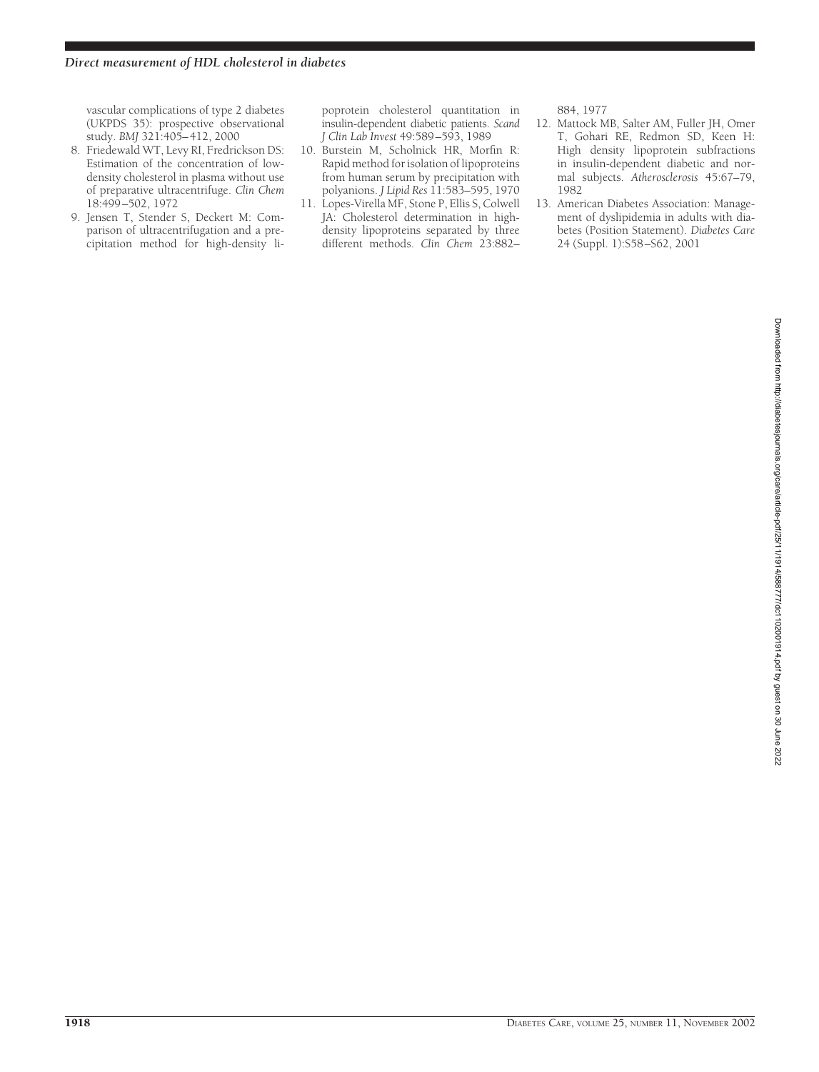vascular complications of type 2 diabetes (UKPDS 35): prospective observational study. *BMJ* 321:405–412, 2000

8. Friedewald WT, Levy RI, Fredrickson DS: Estimation of the concentration of low-density cholesterol in plasma without use of preparative ultracentrifuge. *Clin Chem* 18:499–502, 1972
9. Jensen T, Stender S, Deckert M: Comparison of ultracentrifugation and a precipitation method for high-density lipoprotein cholesterol quantitation in insulin-dependent diabetic patients. *Scand J Clin Lab Invest* 49:589–593, 1989
10. Burstein M, Scholnick HR, Morfin R: Rapid method for isolation of lipoproteins from human serum by precipitation with polyanions. *J Lipid Res* 11:583–595, 1970
11. Lopes-Virella MF, Stone P, Ellis S, Colwell JA: Cholesterol determination in high-density lipoproteins separated by three different methods. *Clin Chem* 23:882–884, 1977
12. Mattock MB, Salter AM, Fuller JH, Omer T, Gohari RE, Redmon SD, Keen H: High density lipoprotein subfractions in insulin-dependent diabetic and normal subjects. *Atherosclerosis* 45:67–79, 1982
13. American Diabetes Association: Management of dyslipidemia in adults with diabetes (Position Statement). *Diabetes Care* 24 (Suppl. 1):S58–S62, 2001